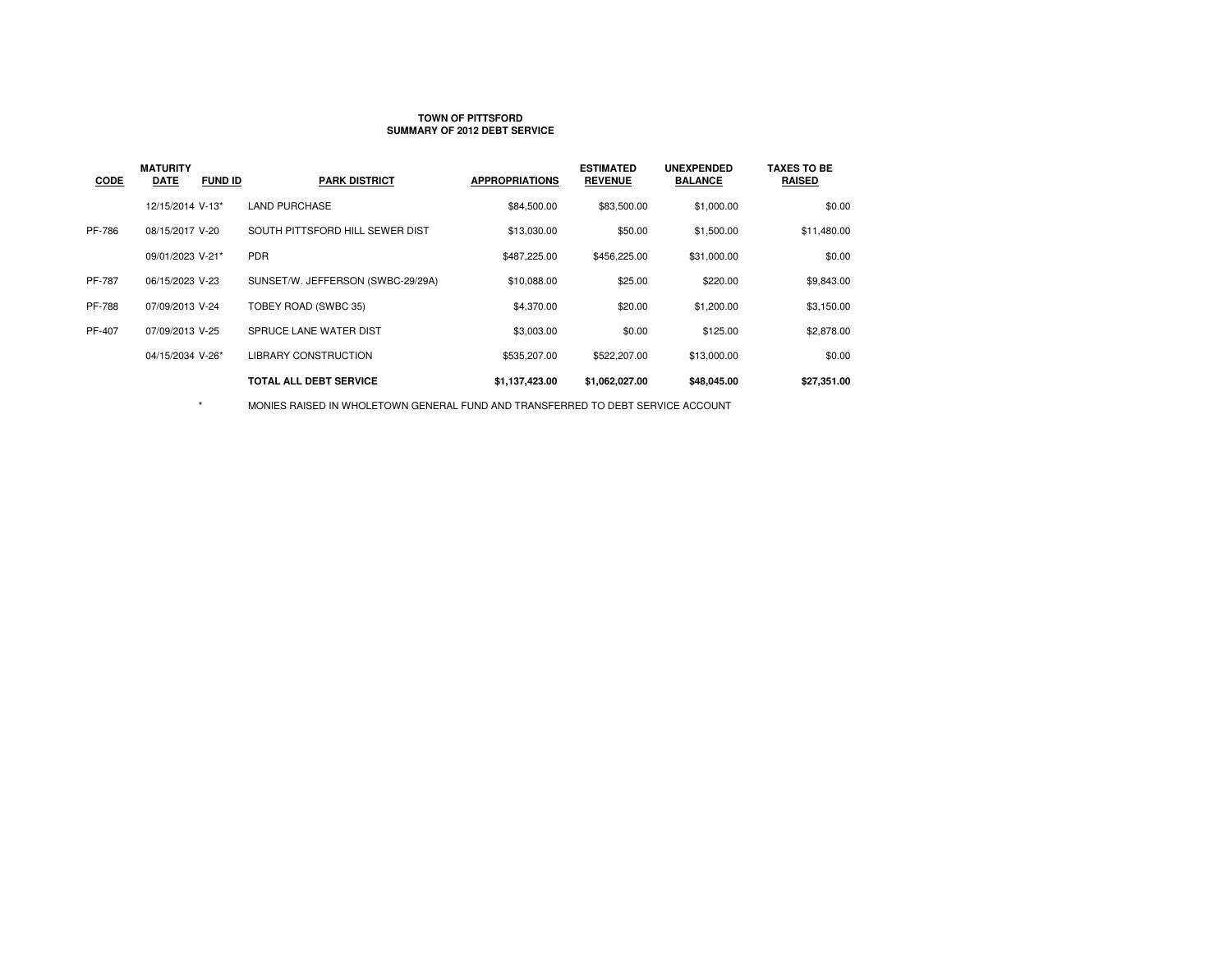**TOWN OF PITTSFORD**
**SUMMARY OF 2012 DEBT SERVICE**

| CODE | MATURITY DATE | FUND ID | PARK DISTRICT | APPROPRIATIONS | ESTIMATED REVENUE | UNEXPENDED BALANCE | TAXES TO BE RAISED |
|---|---|---|---|---|---|---|---|
| | 12/15/2014 | V-13* | LAND PURCHASE | $84,500.00 | $83,500.00 | $1,000.00 | $0.00 |
| PF-786 | 08/15/2017 | V-20 | SOUTH PITTSFORD HILL SEWER DIST | $13,030.00 | $50.00 | $1,500.00 | $11,480.00 |
| | 09/01/2023 | V-21* | PDR | $487,225.00 | $456,225.00 | $31,000.00 | $0.00 |
| PF-787 | 06/15/2023 | V-23 | SUNSET/W. JEFFERSON (SWBC-29/29A) | $10,088.00 | $25.00 | $220.00 | $9,843.00 |
| PF-788 | 07/09/2013 | V-24 | TOBEY ROAD (SWBC 35) | $4,370.00 | $20.00 | $1,200.00 | $3,150.00 |
| PF-407 | 07/09/2013 | V-25 | SPRUCE LANE WATER DIST | $3,003.00 | $0.00 | $125.00 | $2,878.00 |
| | 04/15/2034 | V-26* | LIBRARY CONSTRUCTION | $535,207.00 | $522,207.00 | $13,000.00 | $0.00 |
| | | | **TOTAL ALL DEBT SERVICE** | **$1,137,423.00** | **$1,062,027.00** | **$48,045.00** | **$27,351.00** |

\* MONIES RAISED IN WHOLETOWN GENERAL FUND AND TRANSFERRED TO DEBT SERVICE ACCOUNT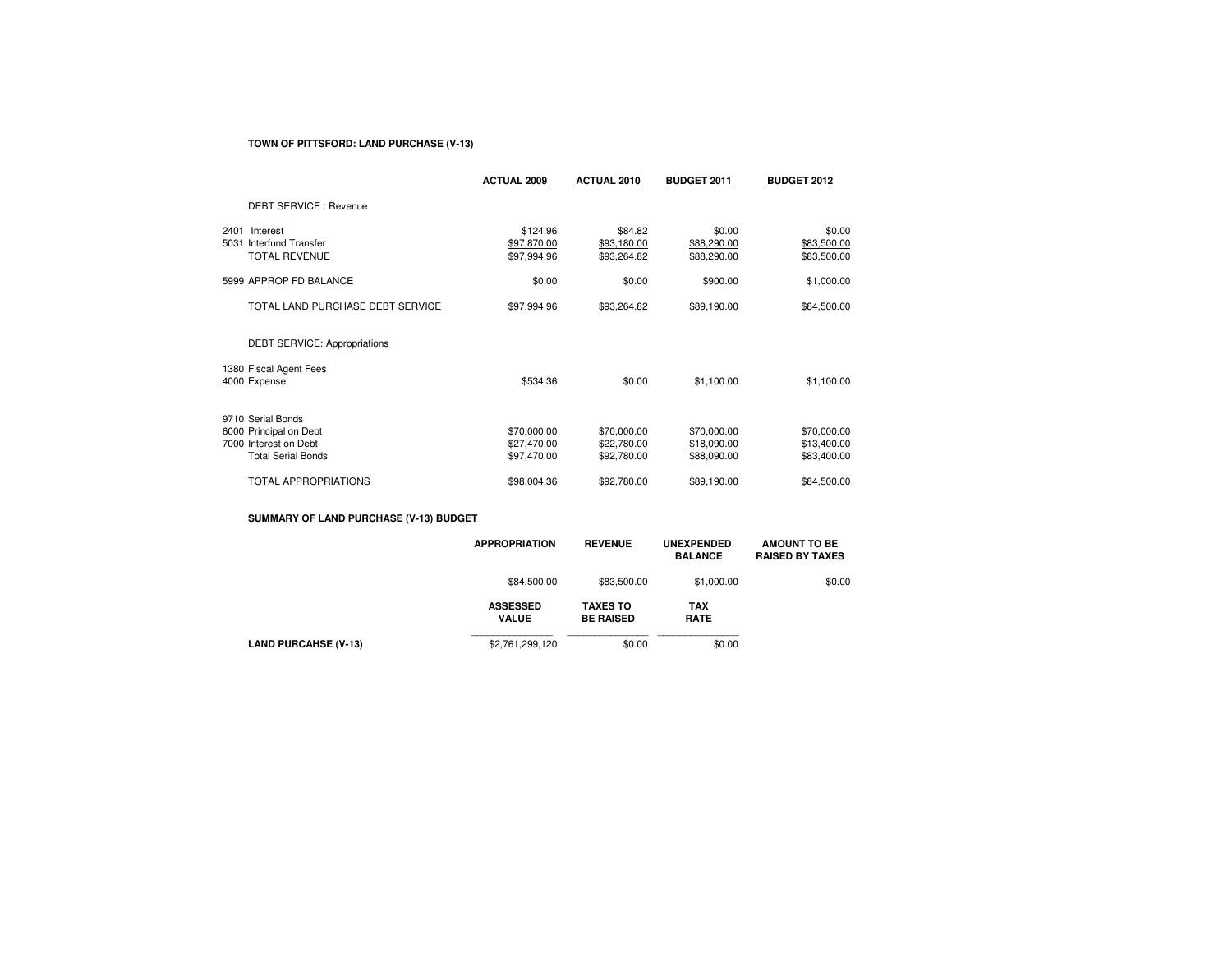**TOWN OF PITTSFORD: LAND PURCHASE (V-13)**

| | ACTUAL 2009 | ACTUAL 2010 | BUDGET 2011 | BUDGET 2012 |
|---|---|---|---|---|
| DEBT SERVICE : Revenue | | | | |
| 2401 Interest | $124.96 | $84.82 | $0.00 | $0.00 |
| 5031 Interfund Transfer | $97,870.00 | $93,180.00 | $88,290.00 | $83,500.00 |
| TOTAL REVENUE | $97,994.96 | $93,264.82 | $88,290.00 | $83,500.00 |
| 5999 APPROP FD BALANCE | $0.00 | $0.00 | $900.00 | $1,000.00 |
| TOTAL LAND PURCHASE DEBT SERVICE | $97,994.96 | $93,264.82 | $89,190.00 | $84,500.00 |
| DEBT SERVICE: Appropriations | | | | |
| 1380 Fiscal Agent Fees | | | | |
| 4000 Expense | $534.36 | $0.00 | $1,100.00 | $1,100.00 |
| 9710 Serial Bonds | | | | |
| 6000 Principal on Debt | $70,000.00 | $70,000.00 | $70,000.00 | $70,000.00 |
| 7000 Interest on Debt | $27,470.00 | $22,780.00 | $18,090.00 | $13,400.00 |
| Total Serial Bonds | $97,470.00 | $92,780.00 | $88,090.00 | $83,400.00 |
| TOTAL APPROPRIATIONS | $98,004.36 | $92,780.00 | $89,190.00 | $84,500.00 |

**SUMMARY OF LAND PURCHASE (V-13) BUDGET**

| | APPROPRIATION | REVENUE | UNEXPENDED BALANCE | AMOUNT TO BE RAISED BY TAXES |
|---|---|---|---|---|
| | $84,500.00 | $83,500.00 | $1,000.00 | $0.00 |

| | ASSESSED VALUE | TAXES TO BE RAISED | TAX RATE |
|---|---|---|---|
| **LAND PURCAHSE (V-13)** | $2,761,299,120 | $0.00 | $0.00 |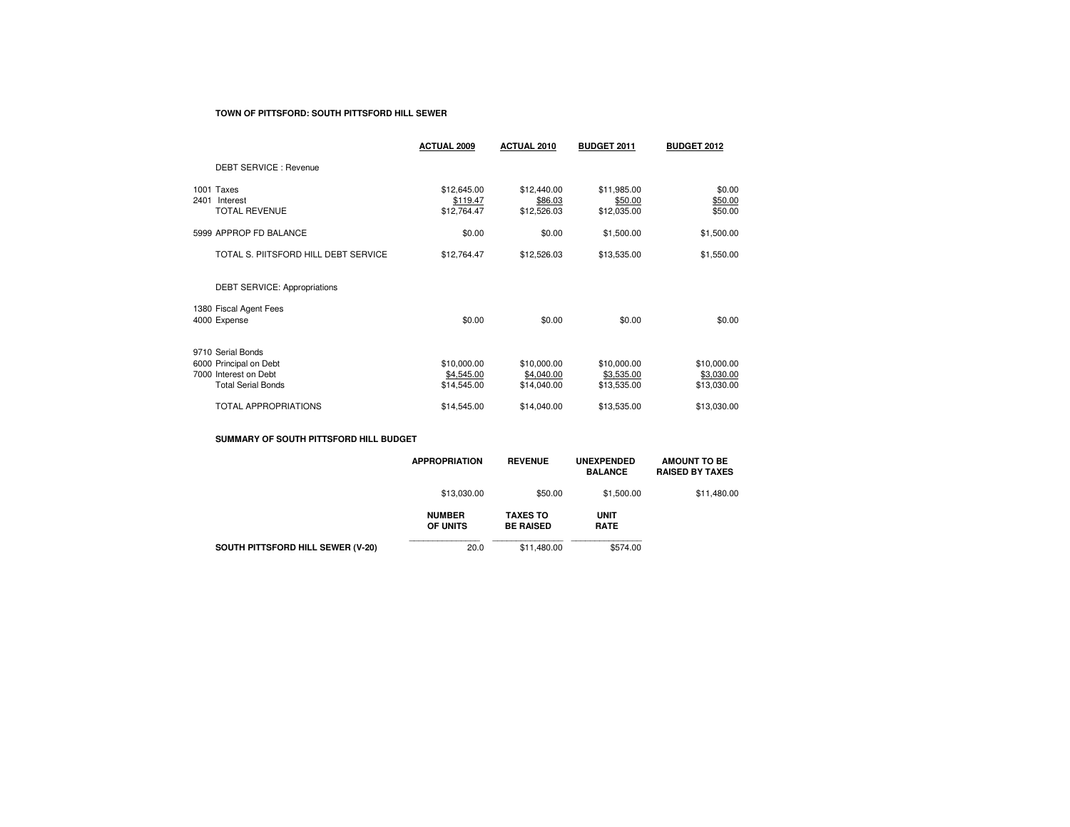**TOWN OF PITTSFORD: SOUTH PITTSFORD HILL SEWER**

| | ACTUAL 2009 | ACTUAL 2010 | BUDGET 2011 | BUDGET 2012 |
|---|---|---|---|---|
| DEBT SERVICE : Revenue | | | | |
| 1001 Taxes | $12,645.00 | $12,440.00 | $11,985.00 | $0.00 |
| 2401 Interest | $119.47 | $86.03 | $50.00 | $50.00 |
| TOTAL REVENUE | $12,764.47 | $12,526.03 | $12,035.00 | $50.00 |
| 5999 APPROP FD BALANCE | $0.00 | $0.00 | $1,500.00 | $1,500.00 |
| TOTAL S. PIITSFORD HILL DEBT SERVICE | $12,764.47 | $12,526.03 | $13,535.00 | $1,550.00 |
| DEBT SERVICE: Appropriations | | | | |
| 1380 Fiscal Agent Fees | | | | |
| 4000 Expense | $0.00 | $0.00 | $0.00 | $0.00 |
| 9710 Serial Bonds | | | | |
| 6000 Principal on Debt | $10,000.00 | $10,000.00 | $10,000.00 | $10,000.00 |
| 7000 Interest on Debt | $4,545.00 | $4,040.00 | $3,535.00 | $3,030.00 |
| Total Serial Bonds | $14,545.00 | $14,040.00 | $13,535.00 | $13,030.00 |
| TOTAL APPROPRIATIONS | $14,545.00 | $14,040.00 | $13,535.00 | $13,030.00 |

**SUMMARY OF SOUTH PITTSFORD HILL BUDGET**

| APPROPRIATION | REVENUE | UNEXPENDED BALANCE | AMOUNT TO BE RAISED BY TAXES |
|---|---|---|---|
| $13,030.00 | $50.00 | $1,500.00 | $11,480.00 |

| | NUMBER OF UNITS | TAXES TO BE RAISED | UNIT RATE |
|---|---|---|---|
| **SOUTH PITTSFORD HILL SEWER (V-20)** | 20.0 | $11,480.00 | $574.00 |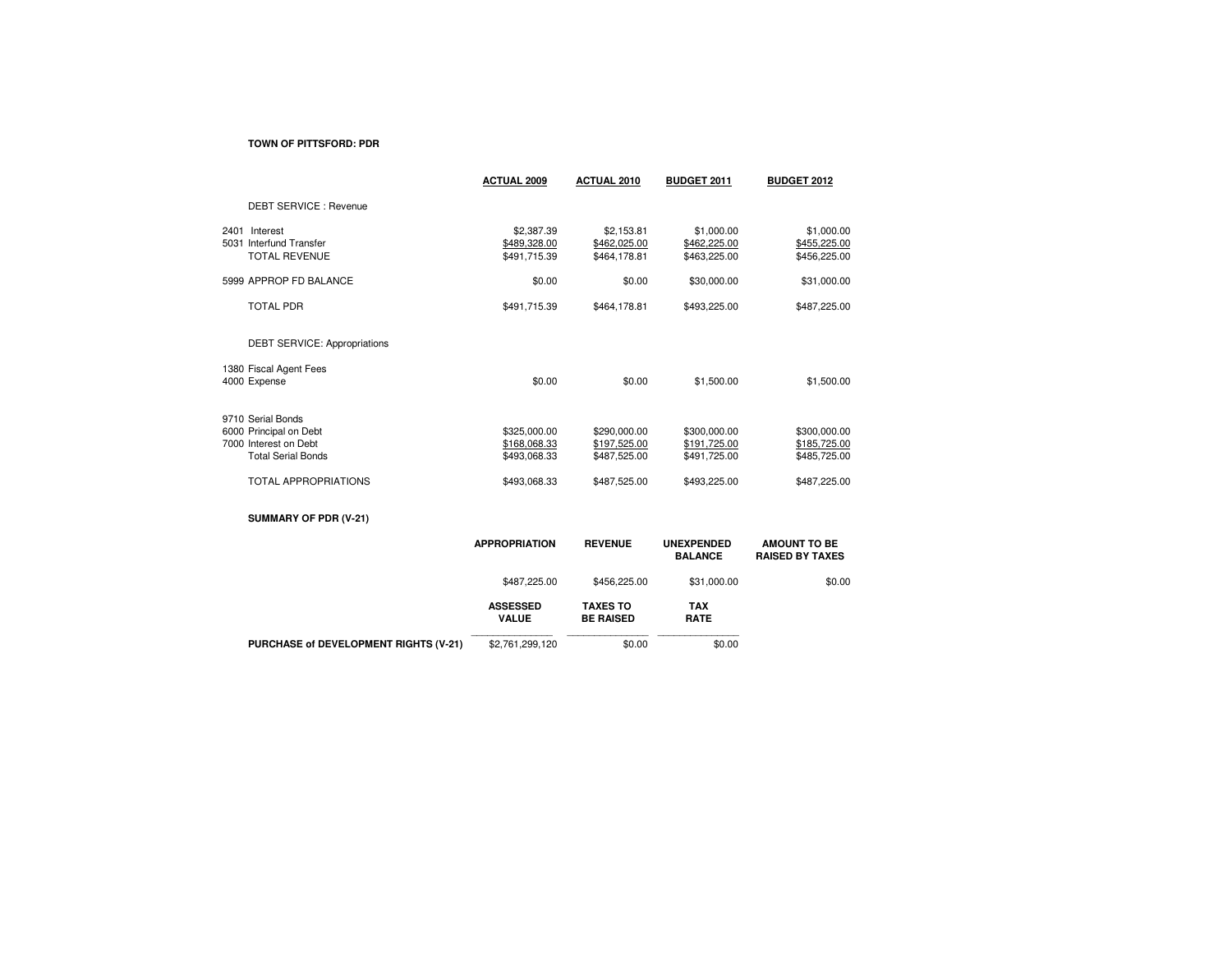**TOWN OF PITTSFORD: PDR**

| | ACTUAL 2009 | ACTUAL 2010 | BUDGET 2011 | BUDGET 2012 |
|---|---|---|---|---|
| DEBT SERVICE : Revenue | | | | |
| 2401 Interest | $2,387.39 | $2,153.81 | $1,000.00 | $1,000.00 |
| 5031 Interfund Transfer | $489,328.00 | $462,025.00 | $462,225.00 | $455,225.00 |
| TOTAL REVENUE | $491,715.39 | $464,178.81 | $463,225.00 | $456,225.00 |
| 5999 APPROP FD BALANCE | $0.00 | $0.00 | $30,000.00 | $31,000.00 |
| TOTAL PDR | $491,715.39 | $464,178.81 | $493,225.00 | $487,225.00 |
| DEBT SERVICE: Appropriations | | | | |
| 1380 Fiscal Agent Fees | | | | |
| 4000 Expense | $0.00 | $0.00 | $1,500.00 | $1,500.00 |
| 9710 Serial Bonds | | | | |
| 6000 Principal on Debt | $325,000.00 | $290,000.00 | $300,000.00 | $300,000.00 |
| 7000 Interest on Debt | $168,068.33 | $197,525.00 | $191,725.00 | $185,725.00 |
| Total Serial Bonds | $493,068.33 | $487,525.00 | $491,725.00 | $485,725.00 |
| TOTAL APPROPRIATIONS | $493,068.33 | $487,525.00 | $493,225.00 | $487,225.00 |

**SUMMARY OF PDR (V-21)**

| | APPROPRIATION | REVENUE | UNEXPENDED BALANCE | AMOUNT TO BE RAISED BY TAXES |
|---|---|---|---|---|
| | $487,225.00 | $456,225.00 | $31,000.00 | $0.00 |

| | ASSESSED VALUE | TAXES TO BE RAISED | TAX RATE |
|---|---|---|---|
| **PURCHASE of DEVELOPMENT RIGHTS (V-21)** | $2,761,299,120 | $0.00 | $0.00 |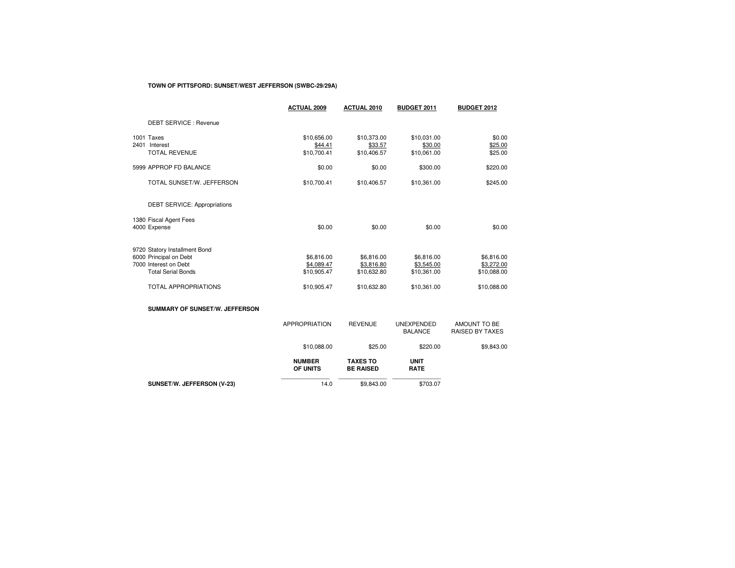**TOWN OF PITTSFORD: SUNSET/WEST JEFFERSON (SWBC-29/29A)**

| | ACTUAL 2009 | ACTUAL 2010 | BUDGET 2011 | BUDGET 2012 |
|---|---|---|---|---|
| DEBT SERVICE : Revenue | | | | |
| 1001 Taxes | $10,656.00 | $10,373.00 | $10,031.00 | $0.00 |
| 2401 Interest | $44.41 | $33.57 | $30.00 | $25.00 |
| TOTAL REVENUE | $10,700.41 | $10,406.57 | $10,061.00 | $25.00 |
| 5999 APPROP FD BALANCE | $0.00 | $0.00 | $300.00 | $220.00 |
| TOTAL SUNSET/W. JEFFERSON | $10,700.41 | $10,406.57 | $10,361.00 | $245.00 |
| DEBT SERVICE: Appropriations | | | | |
| 1380 Fiscal Agent Fees | | | | |
| 4000 Expense | $0.00 | $0.00 | $0.00 | $0.00 |
| 9720 Statory Installment Bond | | | | |
| 6000 Principal on Debt | $6,816.00 | $6,816.00 | $6,816.00 | $6,816.00 |
| 7000 Interest on Debt | $4,089.47 | $3,816.80 | $3,545.00 | $3,272.00 |
| Total Serial Bonds | $10,905.47 | $10,632.80 | $10,361.00 | $10,088.00 |
| TOTAL APPROPRIATIONS | $10,905.47 | $10,632.80 | $10,361.00 | $10,088.00 |

**SUMMARY OF SUNSET/W. JEFFERSON**

| APPROPRIATION | REVENUE | UNEXPENDED BALANCE | AMOUNT TO BE RAISED BY TAXES |
|---|---|---|---|
| $10,088.00 | $25.00 | $220.00 | $9,843.00 |

| | NUMBER OF UNITS | TAXES TO BE RAISED | UNIT RATE |
|---|---|---|---|
| **SUNSET/W. JEFFERSON (V-23)** | 14.0 | $9,843.00 | $703.07 |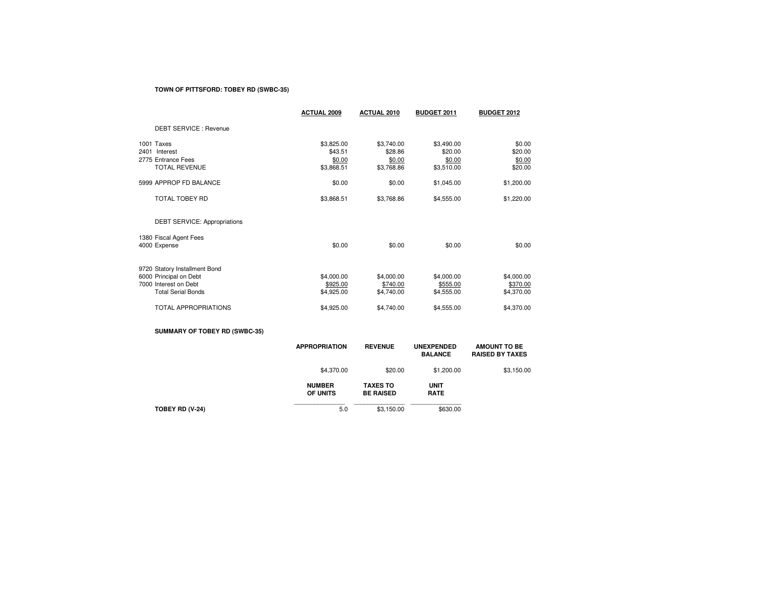**TOWN OF PITTSFORD: TOBEY RD (SWBC-35)**

| | ACTUAL 2009 | ACTUAL 2010 | BUDGET 2011 | BUDGET 2012 |
|---|---|---|---|---|
| DEBT SERVICE : Revenue | | | | |
| 1001 Taxes | $3,825.00 | $3,740.00 | $3,490.00 | $0.00 |
| 2401 Interest | $43.51 | $28.86 | $20.00 | $20.00 |
| 2775 Entrance Fees | $0.00 | $0.00 | $0.00 | $0.00 |
| TOTAL REVENUE | $3,868.51 | $3,768.86 | $3,510.00 | $20.00 |
| 5999 APPROP FD BALANCE | $0.00 | $0.00 | $1,045.00 | $1,200.00 |
| TOTAL TOBEY RD | $3,868.51 | $3,768.86 | $4,555.00 | $1,220.00 |
| DEBT SERVICE: Appropriations | | | | |
| 1380 Fiscal Agent Fees | | | | |
| 4000 Expense | $0.00 | $0.00 | $0.00 | $0.00 |
| 9720 Statory Installment Bond | | | | |
| 6000 Principal on Debt | $4,000.00 | $4,000.00 | $4,000.00 | $4,000.00 |
| 7000 Interest on Debt | $925.00 | $740.00 | $555.00 | $370.00 |
| Total Serial Bonds | $4,925.00 | $4,740.00 | $4,555.00 | $4,370.00 |
| TOTAL APPROPRIATIONS | $4,925.00 | $4,740.00 | $4,555.00 | $4,370.00 |

**SUMMARY OF TOBEY RD (SWBC-35)**

| APPROPRIATION | REVENUE | UNEXPENDED BALANCE | AMOUNT TO BE RAISED BY TAXES |
|---|---|---|---|
| $4,370.00 | $20.00 | $1,200.00 | $3,150.00 |

| | NUMBER OF UNITS | TAXES TO BE RAISED | UNIT RATE |
|---|---|---|---|
| **TOBEY RD (V-24)** | 5.0 | $3,150.00 | $630.00 |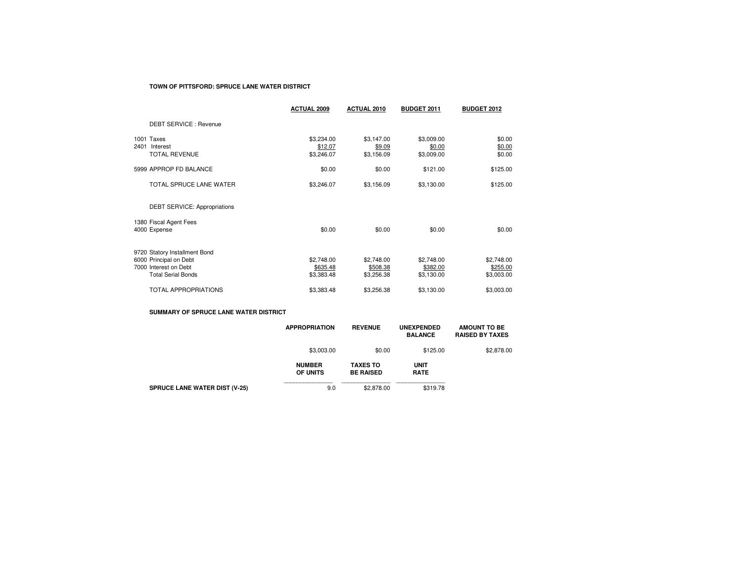**TOWN OF PITTSFORD: SPRUCE LANE WATER DISTRICT**

| | ACTUAL 2009 | ACTUAL 2010 | BUDGET 2011 | BUDGET 2012 |
|---|---|---|---|---|
| DEBT SERVICE : Revenue | | | | |
| 1001 Taxes | $3,234.00 | $3,147.00 | $3,009.00 | $0.00 |
| 2401 Interest | $12.07 | $9.09 | $0.00 | $0.00 |
| TOTAL REVENUE | $3,246.07 | $3,156.09 | $3,009.00 | $0.00 |
| 5999 APPROP FD BALANCE | $0.00 | $0.00 | $121.00 | $125.00 |
| TOTAL SPRUCE LANE WATER | $3,246.07 | $3,156.09 | $3,130.00 | $125.00 |
| DEBT SERVICE: Appropriations | | | | |
| 1380 Fiscal Agent Fees | | | | |
| 4000 Expense | $0.00 | $0.00 | $0.00 | $0.00 |
| 9720 Statory Installment Bond | | | | |
| 6000 Principal on Debt | $2,748.00 | $2,748.00 | $2,748.00 | $2,748.00 |
| 7000 Interest on Debt | $635.48 | $508.38 | $382.00 | $255.00 |
| Total Serial Bonds | $3,383.48 | $3,256.38 | $3,130.00 | $3,003.00 |
| TOTAL APPROPRIATIONS | $3,383.48 | $3,256.38 | $3,130.00 | $3,003.00 |

**SUMMARY OF SPRUCE LANE WATER DISTRICT**

| APPROPRIATION | REVENUE | UNEXPENDED BALANCE | AMOUNT TO BE RAISED BY TAXES |
|---|---|---|---|
| $3,003.00 | $0.00 | $125.00 | $2,878.00 |

| | NUMBER OF UNITS | TAXES TO BE RAISED | UNIT RATE |
|---|---|---|---|
| **SPRUCE LANE WATER DIST (V-25)** | 9.0 | $2,878.00 | $319.78 |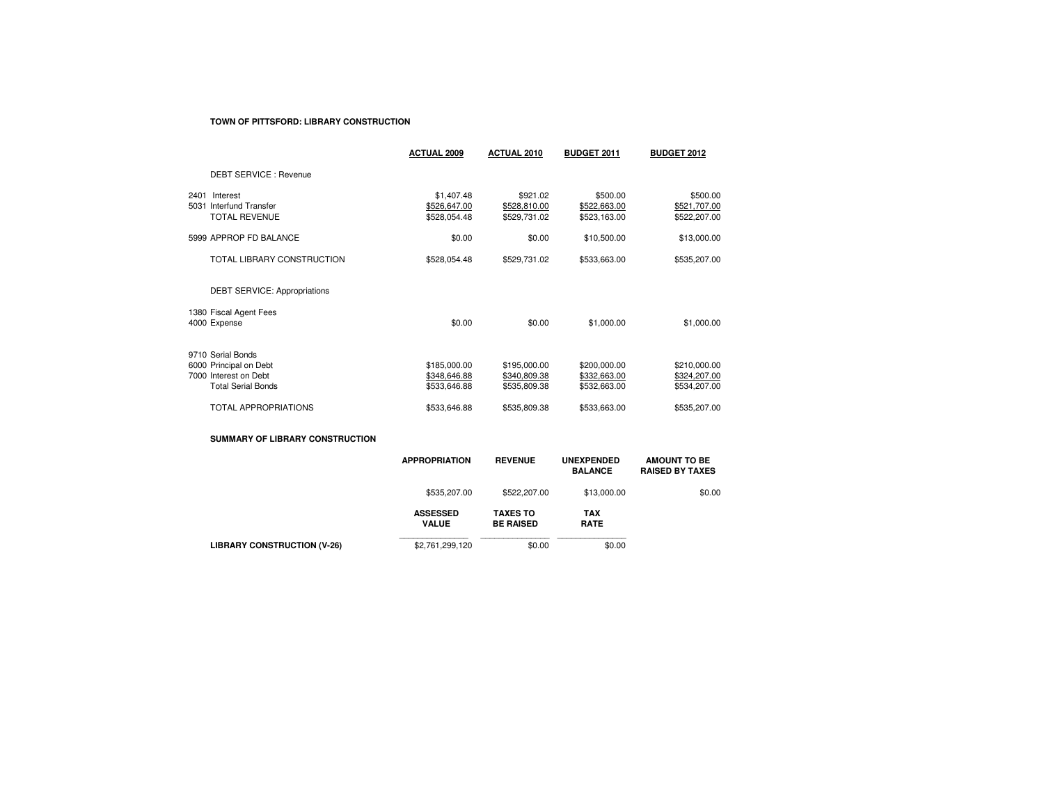**TOWN OF PITTSFORD: LIBRARY CONSTRUCTION**

| | ACTUAL 2009 | ACTUAL 2010 | BUDGET 2011 | BUDGET 2012 |
|---|---|---|---|---|
| DEBT SERVICE : Revenue | | | | |
| 2401 Interest | $1,407.48 | $921.02 | $500.00 | $500.00 |
| 5031 Interfund Transfer | $526,647.00 | $528,810.00 | $522,663.00 | $521,707.00 |
| TOTAL REVENUE | $528,054.48 | $529,731.02 | $523,163.00 | $522,207.00 |
| 5999 APPROP FD BALANCE | $0.00 | $0.00 | $10,500.00 | $13,000.00 |
| TOTAL LIBRARY CONSTRUCTION | $528,054.48 | $529,731.02 | $533,663.00 | $535,207.00 |
| DEBT SERVICE: Appropriations | | | | |
| 1380 Fiscal Agent Fees | | | | |
| 4000 Expense | $0.00 | $0.00 | $1,000.00 | $1,000.00 |
| 9710 Serial Bonds | | | | |
| 6000 Principal on Debt | $185,000.00 | $195,000.00 | $200,000.00 | $210,000.00 |
| 7000 Interest on Debt | $348,646.88 | $340,809.38 | $332,663.00 | $324,207.00 |
| Total Serial Bonds | $533,646.88 | $535,809.38 | $532,663.00 | $534,207.00 |
| TOTAL APPROPRIATIONS | $533,646.88 | $535,809.38 | $533,663.00 | $535,207.00 |

**SUMMARY OF LIBRARY CONSTRUCTION**

| APPROPRIATION | REVENUE | UNEXPENDED BALANCE | AMOUNT TO BE RAISED BY TAXES |
|---|---|---|---|
| $535,207.00 | $522,207.00 | $13,000.00 | $0.00 |

| | ASSESSED VALUE | TAXES TO BE RAISED | TAX RATE |
|---|---|---|---|
| **LIBRARY CONSTRUCTION (V-26)** | $2,761,299,120 | $0.00 | $0.00 |